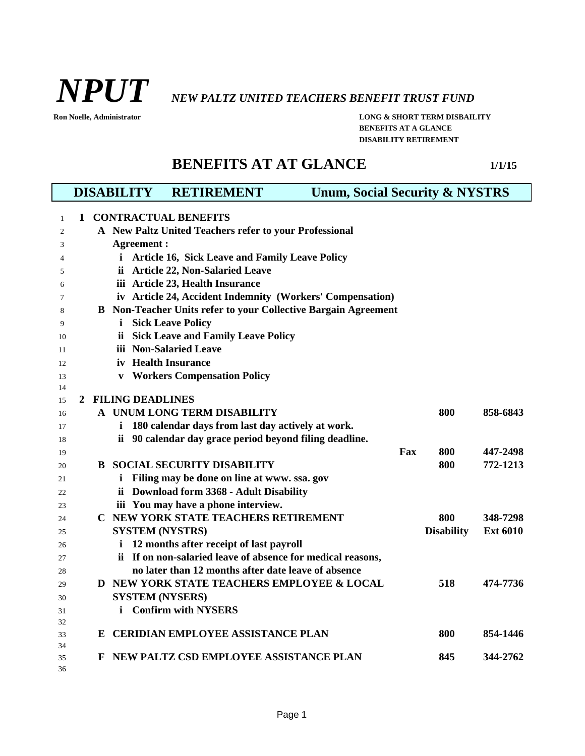# *NPUT* *NEW PALTZ UNITED TEACHERS BENEFIT TRUST FUND*

**Ron Noelle, Administrator**

**LONG & SHORT TERM DISBAILITY**
**BENEFITS AT A GLANCE**
**DISABILITY RETIREMENT**

## BENEFITS AT AT GLANCE

**1/1/15**

## DISABILITY RETIREMENT Unum, Social Security & NYSTRS

**1 CONTRACTUAL BENEFITS**

- **A New Paltz United Teachers refer to your Professional Agreement :**
  - **i Article 16, Sick Leave and Family Leave Policy**
  - **ii Article 22, Non-Salaried Leave**
  - **iii Article 23, Health Insurance**
  - **iv Article 24, Accident Indemnity (Workers' Compensation)**
- **B Non-Teacher Units refer to your Collective Bargain Agreement**
  - **i Sick Leave Policy**
  - **ii Sick Leave and Family Leave Policy**
  - **iii Non-Salaried Leave**
  - **iv Health Insurance**
  - **v Workers Compensation Policy**

**2 FILING DEADLINES**

- **A UNUM LONG TERM DISABILITY** — **800 858-6843**
  - **i 180 calendar days from last day actively at work.**
  - **ii 90 calendar day grace period beyond filing deadline.**
  - **Fax 800 447-2498**
- **B SOCIAL SECURITY DISABILITY** — **800 772-1213**
  - **i Filing may be done on line at www. ssa. gov**
  - **ii Download form 3368 - Adult Disability**
  - **iii You may have a phone interview.**
- **C NEW YORK STATE TEACHERS RETIREMENT SYSTEM (NYSTRS)** — **800 348-7298, Disability Ext 6010**
  - **i 12 months after receipt of last payroll**
  - **ii If on non-salaried leave of absence for medical reasons, no later than 12 months after date leave of absence**
- **D NEW YORK STATE TEACHERS EMPLOYEE & LOCAL SYSTEM (NYSERS)** — **518 474-7736**
  - **i Confirm with NYSERS**
- **E CERIDIAN EMPLOYEE ASSISTANCE PLAN** — **800 854-1446**
- **F NEW PALTZ CSD EMPLOYEE ASSISTANCE PLAN** — **845 344-2762**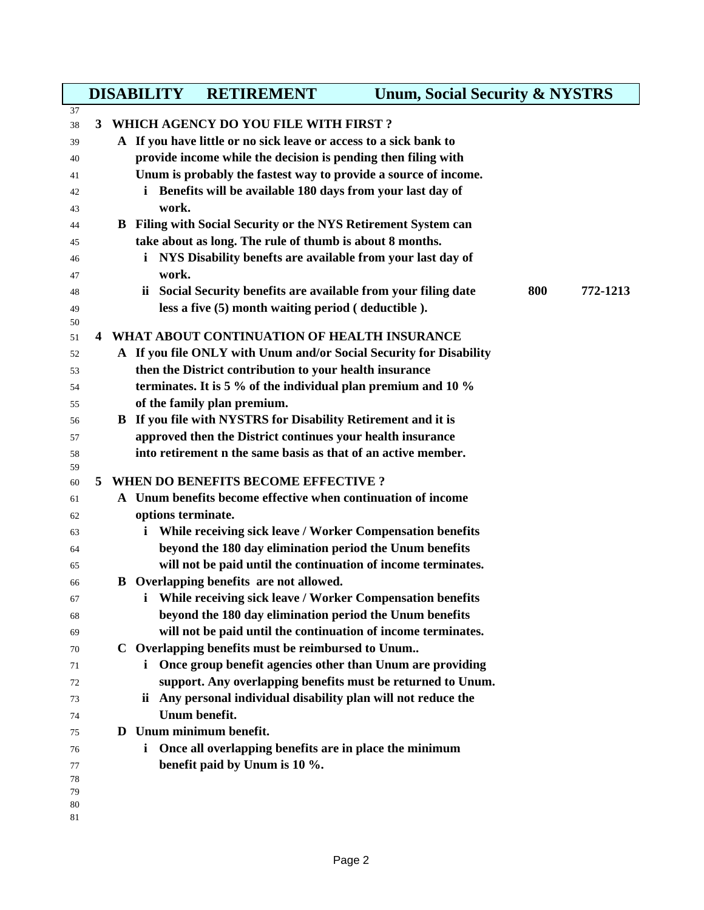## DISABILITY RETIREMENT Unum, Social Security & NYSTRS

**3 WHICH AGENCY DO YOU FILE WITH FIRST ?**

- **A If you have little or no sick leave or access to a sick bank to provide income while the decision is pending then filing with Unum is probably the fastest way to provide a source of income.**
  - **i Benefits will be available 180 days from your last day of work.**
- **B Filing with Social Security or the NYS Retirement System can take about as long. The rule of thumb is about 8 months.**
  - **i NYS Disability benefts are available from your last day of work.**
  - **ii Social Security benefits are available from your filing date less a five (5) month waiting period ( deductible ).** **800 772-1213**

**4 WHAT ABOUT CONTINUATION OF HEALTH INSURANCE**

- **A If you file ONLY with Unum and/or Social Security for Disability then the District contribution to your health insurance terminates. It is 5 % of the individual plan premium and 10 % of the family plan premium.**
- **B If you file with NYSTRS for Disability Retirement and it is approved then the District continues your health insurance into retirement n the same basis as that of an active member.**

**5 WHEN DO BENEFITS BECOME EFFECTIVE ?**

- **A Unum benefits become effective when continuation of income options terminate.**
  - **i While receiving sick leave / Worker Compensation benefits beyond the 180 day elimination period the Unum benefits will not be paid until the continuation of income terminates.**
- **B Overlapping benefits are not allowed.**
  - **i While receiving sick leave / Worker Compensation benefits beyond the 180 day elimination period the Unum benefits will not be paid until the continuation of income terminates.**
- **C Overlapping benefits must be reimbursed to Unum..**
  - **i Once group benefit agencies other than Unum are providing support. Any overlapping benefits must be returned to Unum.**
  - **ii Any personal individual disability plan will not reduce the Unum benefit.**
- **D Unum minimum benefit.**
  - **i Once all overlapping benefits are in place the minimum benefit paid by Unum is 10 %.**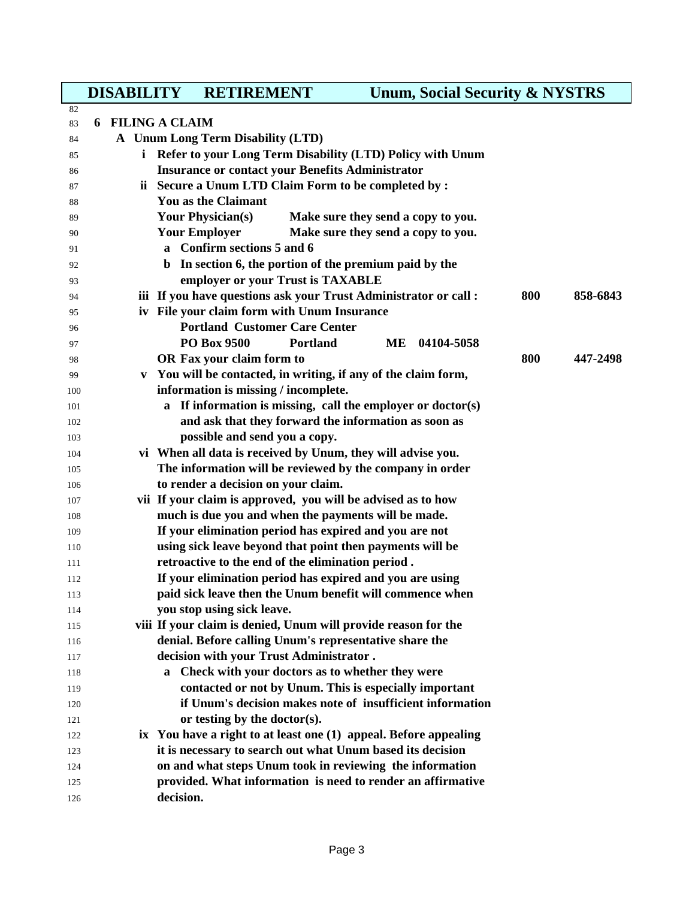## DISABILITY RETIREMENT — Unum, Social Security & NYSTRS

### 6 FILING A CLAIM

#### A Unum Long Term Disability (LTD)

**i** Refer to your Long Term Disability (LTD) Policy with Unum Insurance or contact your Benefits Administrator

**ii** Secure a Unum LTD Claim Form to be completed by :

You as the Claimant
Your Physician(s) — Make sure they send a copy to you.
Your Employer — Make sure they send a copy to you.

- **a** Confirm sections 5 and 6
- **b** In section 6, the portion of the premium paid by the employer or your Trust is TAXABLE

**iii** If you have questions ask your Trust Administrator or call : 800 858-6843

**iv** File your claim form with Unum Insurance

Portland Customer Care Center
PO Box 9500 Portland ME 04104-5058

OR Fax your claim form to 800 447-2498

**v** You will be contacted, in writing, if any of the claim form, information is missing / incomplete.

- **a** If information is missing, call the employer or doctor(s) and ask that they forward the information as soon as possible and send you a copy.

**vi** When all data is received by Unum, they will advise you. The information will be reviewed by the company in order to render a decision on your claim.

**vii** If your claim is approved, you will be advised as to how much is due you and when the payments will be made. If your elimination period has expired and you are not using sick leave beyond that point then payments will be retroactive to the end of the elimination period . If your elimination period has expired and you are using paid sick leave then the Unum benefit will commence when you stop using sick leave.

**viii** If your claim is denied, Unum will provide reason for the denial. Before calling Unum's representative share the decision with your Trust Administrator .

- **a** Check with your doctors as to whether they were contacted or not by Unum. This is especially important if Unum's decision makes note of insufficient information or testing by the doctor(s).

**ix** You have a right to at least one (1) appeal. Before appealing it is necessary to search out what Unum based its decision on and what steps Unum took in reviewing the information provided. What information is need to render an affirmative decision.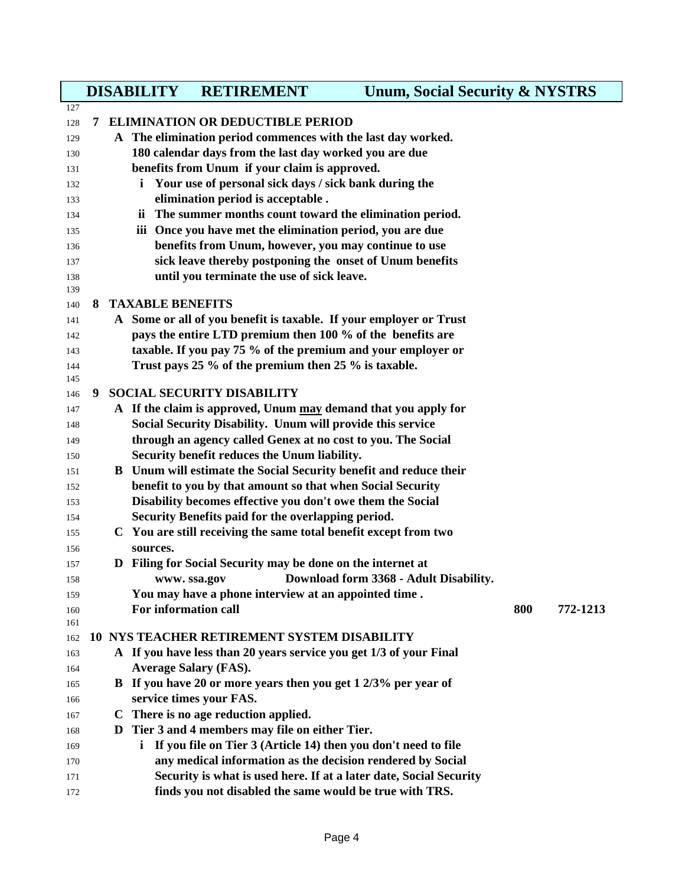# DISABILITY RETIREMENT — Unum, Social Security & NYSTRS

## 7 ELIMINATION OR DEDUCTIBLE PERIOD

**A** The elimination period commences with the last day worked. 180 calendar days from the last day worked you are due benefits from Unum if your claim is approved.

- **i** Your use of personal sick days / sick bank during the elimination period is acceptable .
- **ii** The summer months count toward the elimination period.
- **iii** Once you have met the elimination period, you are due benefits from Unum, however, you may continue to use sick leave thereby postponing the onset of Unum benefits until you terminate the use of sick leave.

## 8 TAXABLE BENEFITS

**A** Some or all of you benefit is taxable. If your employer or Trust pays the entire LTD premium then 100 % of the benefits are taxable. If you pay 75 % of the premium and your employer or Trust pays 25 % of the premium then 25 % is taxable.

## 9 SOCIAL SECURITY DISABILITY

**A** If the claim is approved, Unum <u>may</u> demand that you apply for Social Security Disability. Unum will provide this service through an agency called Genex at no cost to you. The Social Security benefit reduces the Unum liability.

**B** Unum will estimate the Social Security benefit and reduce their benefit to you by that amount so that when Social Security Disability becomes effective you don't owe them the Social Security Benefits paid for the overlapping period.

**C** You are still receiving the same total benefit except from two sources.

**D** Filing for Social Security may be done on the internet at www. ssa.gov — Download form 3368 - Adult Disability.
You may have a phone interview at an appointed time .
For information call 800 772-1213

## 10 NYS TEACHER RETIREMENT SYSTEM DISABILITY

**A** If you have less than 20 years service you get 1/3 of your Final Average Salary (FAS).

**B** If you have 20 or more years then you get 1 2/3% per year of service times your FAS.

**C** There is no age reduction applied.

**D** Tier 3 and 4 members may file on either Tier.

- **i** If you file on Tier 3 (Article 14) then you don't need to file any medical information as the decision rendered by Social Security is what is used here. If at a later date, Social Security finds you not disabled the same would be true with TRS.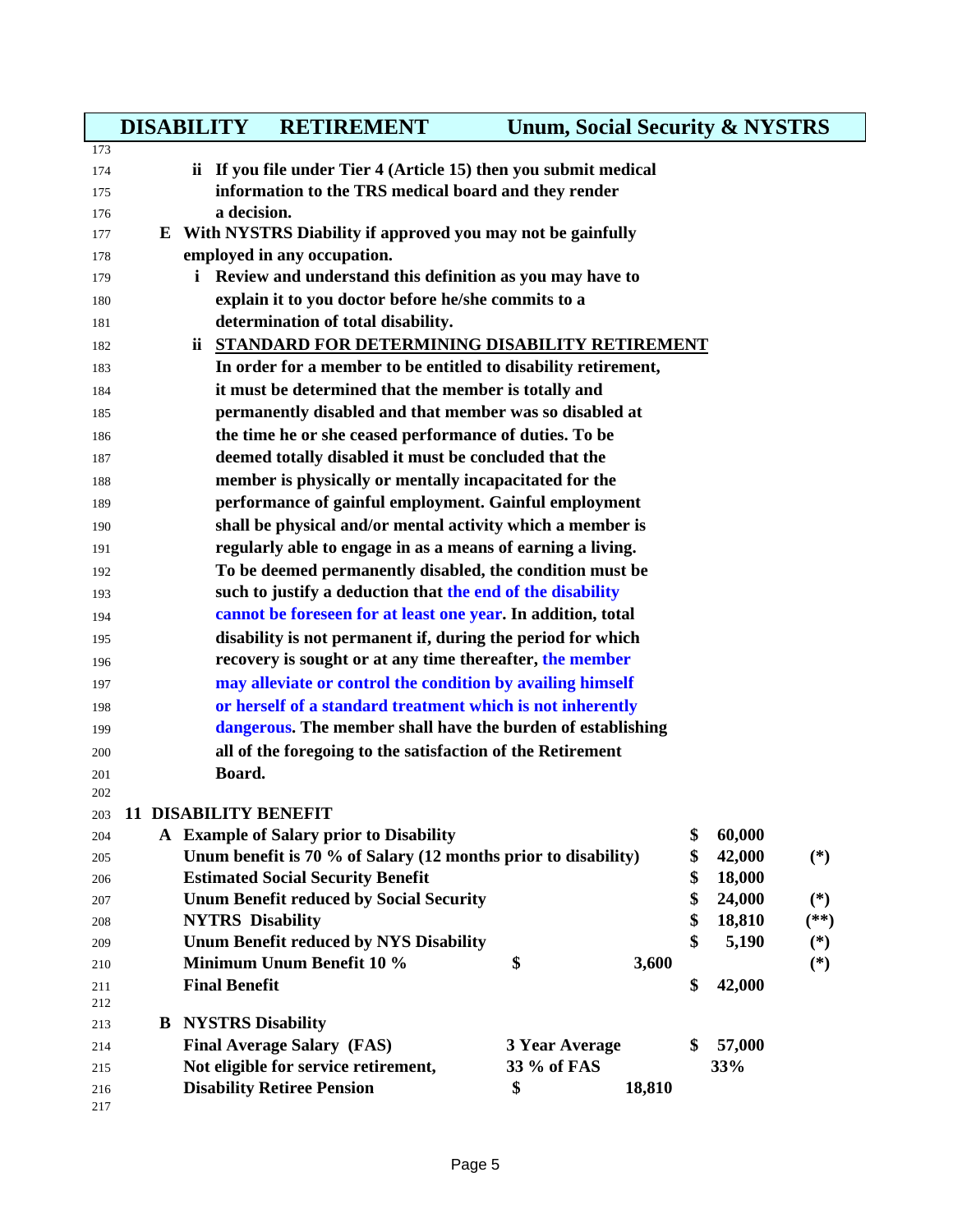## DISABILITY RETIREMENT — Unum, Social Security & NYSTRS

- ii If you file under Tier 4 (Article 15) then you submit medical information to the TRS medical board and they render a decision.

**E** With NYSTRS Diability if approved you may not be gainfully employed in any occupation.

- i Review and understand this definition as you may have to explain it to you doctor before he/she commits to a determination of total disability.
- ii <u>STANDARD FOR DETERMINING DISABILITY RETIREMENT</u>
  In order for a member to be entitled to disability retirement, it must be determined that the member is totally and permanently disabled and that member was so disabled at the time he or she ceased performance of duties. To be deemed totally disabled it must be concluded that the member is physically or mentally incapacitated for the performance of gainful employment. Gainful employment shall be physical and/or mental activity which a member is regularly able to engage in as a means of earning a living. To be deemed permanently disabled, the condition must be such to justify a deduction that the end of the disability cannot be foreseen for at least one year. In addition, total disability is not permanent if, during the period for which recovery is sought or at any time thereafter, the member may alleviate or control the condition by availing himself or herself of a standard treatment which is not inherently dangerous. The member shall have the burden of establishing all of the foregoing to the satisfaction of the Retirement Board.

### 11 DISABILITY BENEFIT

**A**

| | | | |
|---|---|---|---|
| Example of Salary prior to Disability | | $ 60,000 | |
| Unum benefit is 70 % of Salary (12 months prior to disability) | | $ 42,000 | (*) |
| Estimated Social Security Benefit | | $ 18,000 | |
| Unum Benefit reduced by Social Security | | $ 24,000 | (*) |
| NYTRS Disability | | $ 18,810 | (**) |
| Unum Benefit reduced by NYS Disability | | $ 5,190 | (*) |
| Minimum Unum Benefit 10 % | $ 3,600 | | (*) |
| Final Benefit | | $ 42,000 | |

**B** NYSTRS Disability

| | | |
|---|---|---|
| Final Average Salary (FAS) | 3 Year Average | $ 57,000 |
| Not eligible for service retirement, | 33 % of FAS | 33% |
| Disability Retiree Pension | $ 18,810 | |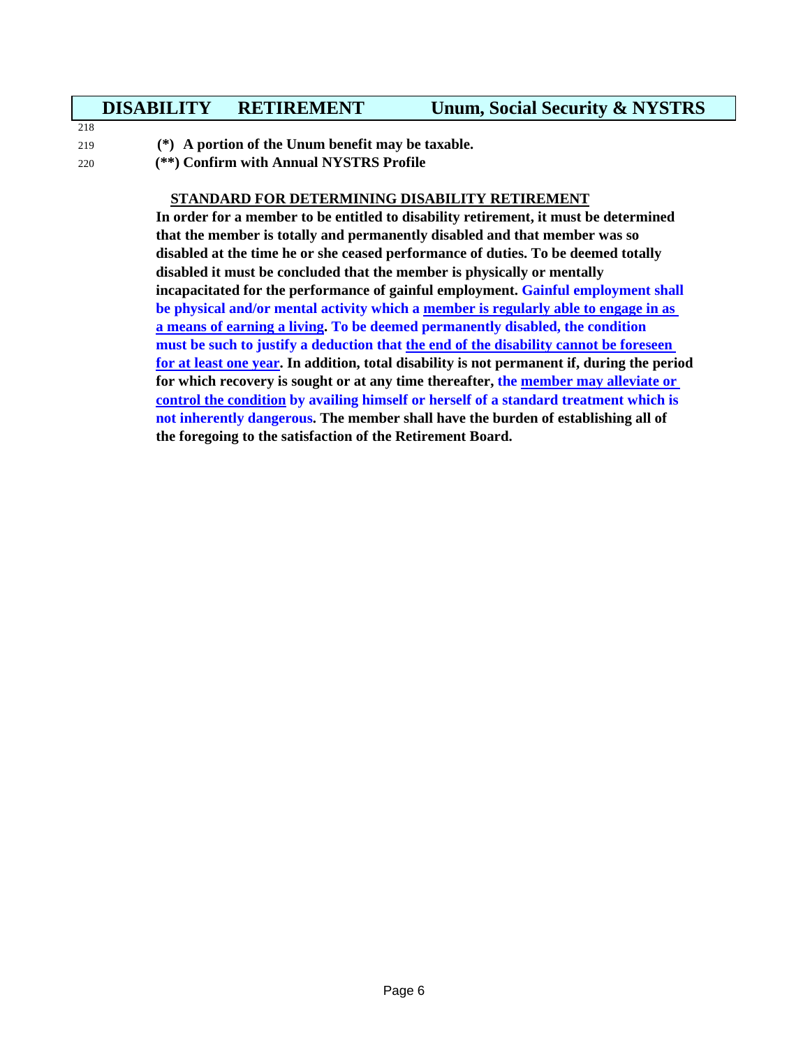## DISABILITY RETIREMENT — Unum, Social Security & NYSTRS

218

219 **(*) A portion of the Unum benefit may be taxable.**

220 **(**) Confirm with Annual NYSTRS Profile**

### STANDARD FOR DETERMINING DISABILITY RETIREMENT

**In order for a member to be entitled to disability retirement, it must be determined that the member is totally and permanently disabled and that member was so disabled at the time he or she ceased performance of duties. To be deemed totally disabled it must be concluded that the member is physically or mentally incapacitated for the performance of gainful employment. Gainful employment shall be physical and/or mental activity which a <u>member is regularly able to engage in as a means of earning a living</u>. To be deemed permanently disabled, the condition must be such to justify a deduction that <u>the end of the disability cannot be foreseen for at least one year</u>. In addition, total disability is not permanent if, during the period for which recovery is sought or at any time thereafter, the <u>member may alleviate or control the condition</u> by availing himself or herself of a standard treatment which is not inherently dangerous. The member shall have the burden of establishing all of the foregoing to the satisfaction of the Retirement Board.**